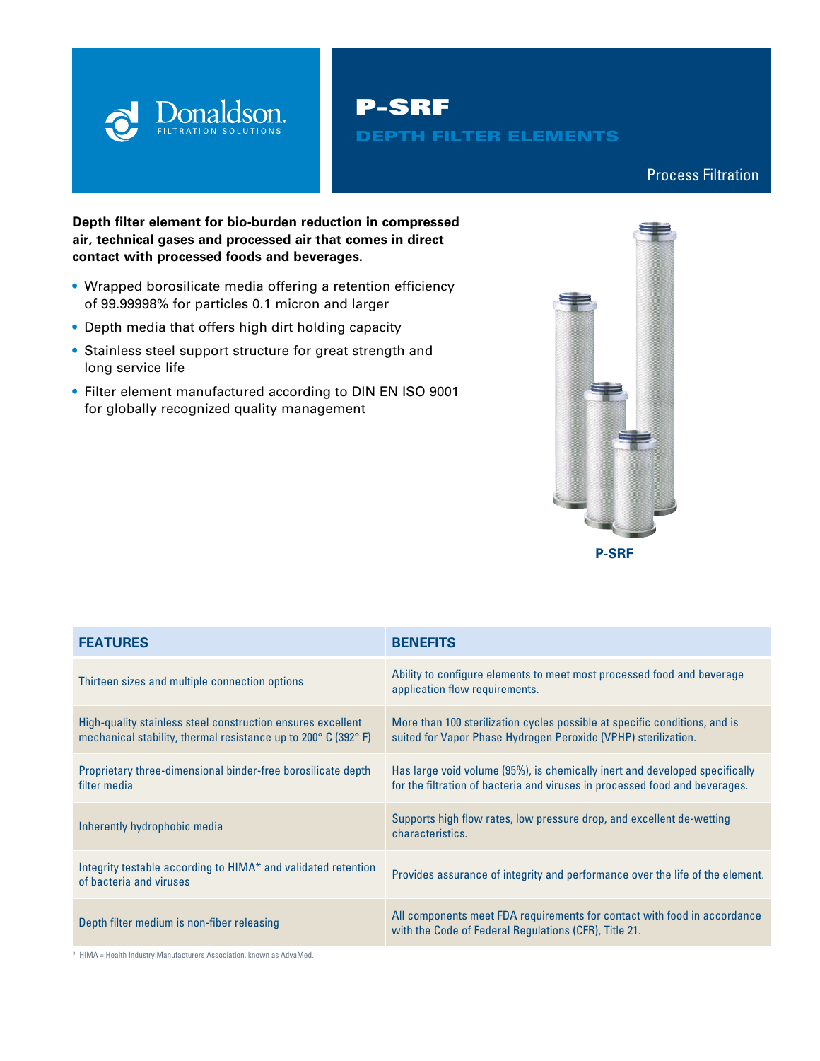Donaldson. FILTRATION SOLUTIONS

# P-SRF

## DEPTH FILTER ELEMENTS

Process Filtration

**Depth filter element for bio-burden reduction in compressed air, technical gases and processed air that comes in direct contact with processed foods and beverages.**

- Wrapped borosilicate media offering a retention efficiency of 99.99998% for particles 0.1 micron and larger
- Depth media that offers high dirt holding capacity
- Stainless steel support structure for great strength and long service life
- Filter element manufactured according to DIN EN ISO 9001 for globally recognized quality management

**P-SRF**

| FEATURES | BENEFITS |
| --- | --- |
| Thirteen sizes and multiple connection options | Ability to configure elements to meet most processed food and beverage application flow requirements. |
| High-quality stainless steel construction ensures excellent mechanical stability, thermal resistance up to 200° C (392° F) | More than 100 sterilization cycles possible at specific conditions, and is suited for Vapor Phase Hydrogen Peroxide (VPHP) sterilization. |
| Proprietary three-dimensional binder-free borosilicate depth filter media | Has large void volume (95%), is chemically inert and developed specifically for the filtration of bacteria and viruses in processed food and beverages. |
| Inherently hydrophobic media | Supports high flow rates, low pressure drop, and excellent de-wetting characteristics. |
| Integrity testable according to HIMA* and validated retention of bacteria and viruses | Provides assurance of integrity and performance over the life of the element. |
| Depth filter medium is non-fiber releasing | All components meet FDA requirements for contact with food in accordance with the Code of Federal Regulations (CFR), Title 21. |

* HIMA = Health Industry Manufacturers Association, known as AdvaMed.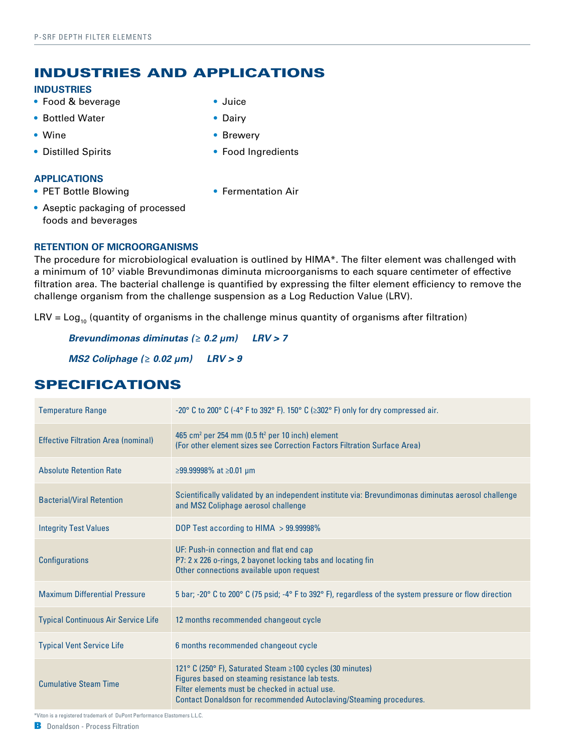# INDUSTRIES AND APPLICATIONS

### INDUSTRIES

- Food & beverage
- Bottled Water
- Wine
- Distilled Spirits
- Juice
- Dairy
- Brewery
- Food Ingredients

### APPLICATIONS

- PET Bottle Blowing
- Aseptic packaging of processed foods and beverages
- Fermentation Air

### RETENTION OF MICROORGANISMS

The procedure for microbiological evaluation is outlined by HIMA*. The filter element was challenged with a minimum of $10^7$ viable Brevundimonas diminuta microorganisms to each square centimeter of effective filtration area. The bacterial challenge is quantified by expressing the filter element efficiency to remove the challenge organism from the challenge suspension as a Log Reduction Value (LRV).

LRV = $\text{Log}_{10}$ (quantity of organisms in the challenge minus quantity of organisms after filtration)

***Brevundimonas diminutas (≥ 0.2 µm)     LRV > 7***

***MS2 Coliphage (≥ 0.02 µm)     LRV > 9***

# SPECIFICATIONS

| | |
|---|---|
| Temperature Range | -20° C to 200° C (-4° F to 392° F). 150° C (≥302° F) only for dry compressed air. |
| Effective Filtration Area (nominal) | 465 cm² per 254 mm (0.5 ft² per 10 inch) element<br>(For other element sizes see Correction Factors Filtration Surface Area) |
| Absolute Retention Rate | ≥99.99998% at ≥0.01 µm |
| Bacterial/Viral Retention | Scientifically validated by an independent institute via: Brevundimonas diminutas aerosol challenge and MS2 Coliphage aerosol challenge |
| Integrity Test Values | DOP Test according to HIMA > 99.99998% |
| Configurations | UF: Push-in connection and flat end cap<br>P7: 2 x 226 o-rings, 2 bayonet locking tabs and locating fin<br>Other connections available upon request |
| Maximum Differential Pressure | 5 bar; -20° C to 200° C (75 psid; -4° F to 392° F), regardless of the system pressure or flow direction |
| Typical Continuous Air Service Life | 12 months recommended changeout cycle |
| Typical Vent Service Life | 6 months recommended changeout cycle |
| Cumulative Steam Time | 121° C (250° F), Saturated Steam ≥100 cycles (30 minutes)<br>Figures based on steaming resistance lab tests.<br>Filter elements must be checked in actual use.<br>Contact Donaldson for recommended Autoclaving/Steaming procedures. |

*Viton is a registered trademark of DuPont Performance Elastomers L.L.C.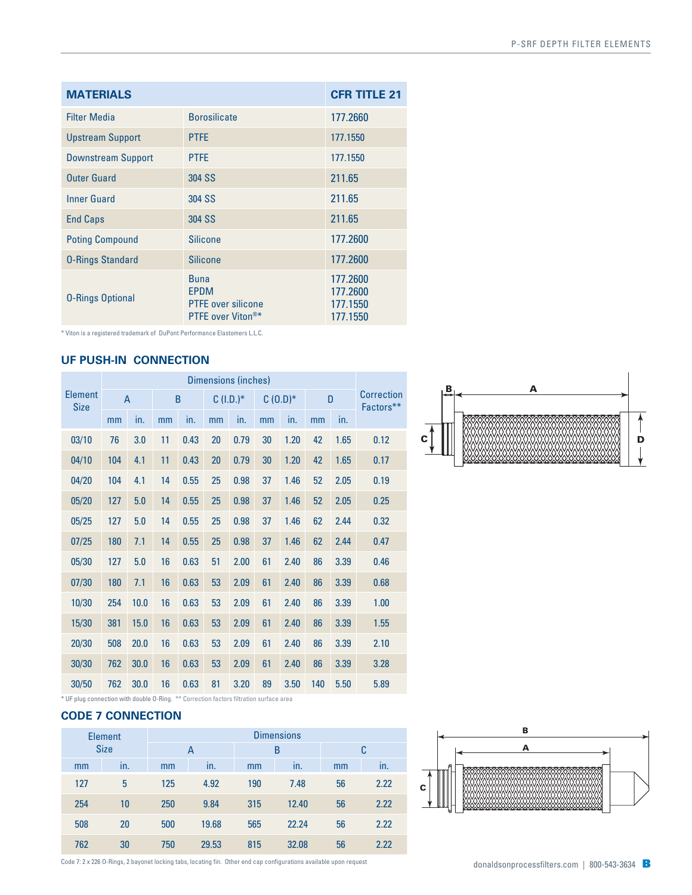| MATERIALS | | CFR TITLE 21 |
|---|---|---|
| Filter Media | Borosilicate | 177.2660 |
| Upstream Support | PTFE | 177.1550 |
| Downstream Support | PTFE | 177.1550 |
| Outer Guard | 304 SS | 211.65 |
| Inner Guard | 304 SS | 211.65 |
| End Caps | 304 SS | 211.65 |
| Potting Compound | Silicone | 177.2600 |
| O-Rings Standard | Silicone | 177.2600 |
| O-Rings Optional | Buna<br>EPDM<br>PTFE over silicone<br>PTFE over Viton®* | 177.2600<br>177.2600<br>177.1550<br>177.1550 |

* Viton is a registered trademark of DuPont Performance Elastomers L.L.C.

## UF PUSH-IN CONNECTION

| Element Size | Dimensions (inches) | | | | | | | | | | Correction Factors** |
|---|---|---|---|---|---|---|---|---|---|---|---|
| | A | | B | | C (I.D.)* | | C (O.D)* | | D | | |
| | mm | in. | mm | in. | mm | in. | mm | in. | mm | in. | |
| 03/10 | 76 | 3.0 | 11 | 0.43 | 20 | 0.79 | 30 | 1.20 | 42 | 1.65 | 0.12 |
| 04/10 | 104 | 4.1 | 11 | 0.43 | 20 | 0.79 | 30 | 1.20 | 42 | 1.65 | 0.17 |
| 04/20 | 104 | 4.1 | 14 | 0.55 | 25 | 0.98 | 37 | 1.46 | 52 | 2.05 | 0.19 |
| 05/20 | 127 | 5.0 | 14 | 0.55 | 25 | 0.98 | 37 | 1.46 | 52 | 2.05 | 0.25 |
| 05/25 | 127 | 5.0 | 14 | 0.55 | 25 | 0.98 | 37 | 1.46 | 62 | 2.44 | 0.32 |
| 07/25 | 180 | 7.1 | 14 | 0.55 | 25 | 0.98 | 37 | 1.46 | 62 | 2.44 | 0.47 |
| 05/30 | 127 | 5.0 | 16 | 0.63 | 51 | 2.00 | 61 | 2.40 | 86 | 3.39 | 0.46 |
| 07/30 | 180 | 7.1 | 16 | 0.63 | 53 | 2.09 | 61 | 2.40 | 86 | 3.39 | 0.68 |
| 10/30 | 254 | 10.0 | 16 | 0.63 | 53 | 2.09 | 61 | 2.40 | 86 | 3.39 | 1.00 |
| 15/30 | 381 | 15.0 | 16 | 0.63 | 53 | 2.09 | 61 | 2.40 | 86 | 3.39 | 1.55 |
| 20/30 | 508 | 20.0 | 16 | 0.63 | 53 | 2.09 | 61 | 2.40 | 86 | 3.39 | 2.10 |
| 30/30 | 762 | 30.0 | 16 | 0.63 | 53 | 2.09 | 61 | 2.40 | 86 | 3.39 | 3.28 |
| 30/50 | 762 | 30.0 | 16 | 0.63 | 81 | 3.20 | 89 | 3.50 | 140 | 5.50 | 5.89 |

* UF plug connection with double O-Ring. ** Correction factors filtration surface area

## CODE 7 CONNECTION

| Element Size | | Dimensions | | | | | |
|---|---|---|---|---|---|---|---|
| | | A | | B | | C | |
| mm | in. | mm | in. | mm | in. | mm | in. |
| 127 | 5 | 125 | 4.92 | 190 | 7.48 | 56 | 2.22 |
| 254 | 10 | 250 | 9.84 | 315 | 12.40 | 56 | 2.22 |
| 508 | 20 | 500 | 19.68 | 565 | 22.24 | 56 | 2.22 |
| 762 | 30 | 750 | 29.53 | 815 | 32.08 | 56 | 2.22 |

Code 7: 2 x 226 O-Rings, 2 bayonet locking tabs, locating fin. Other end cap configurations available upon request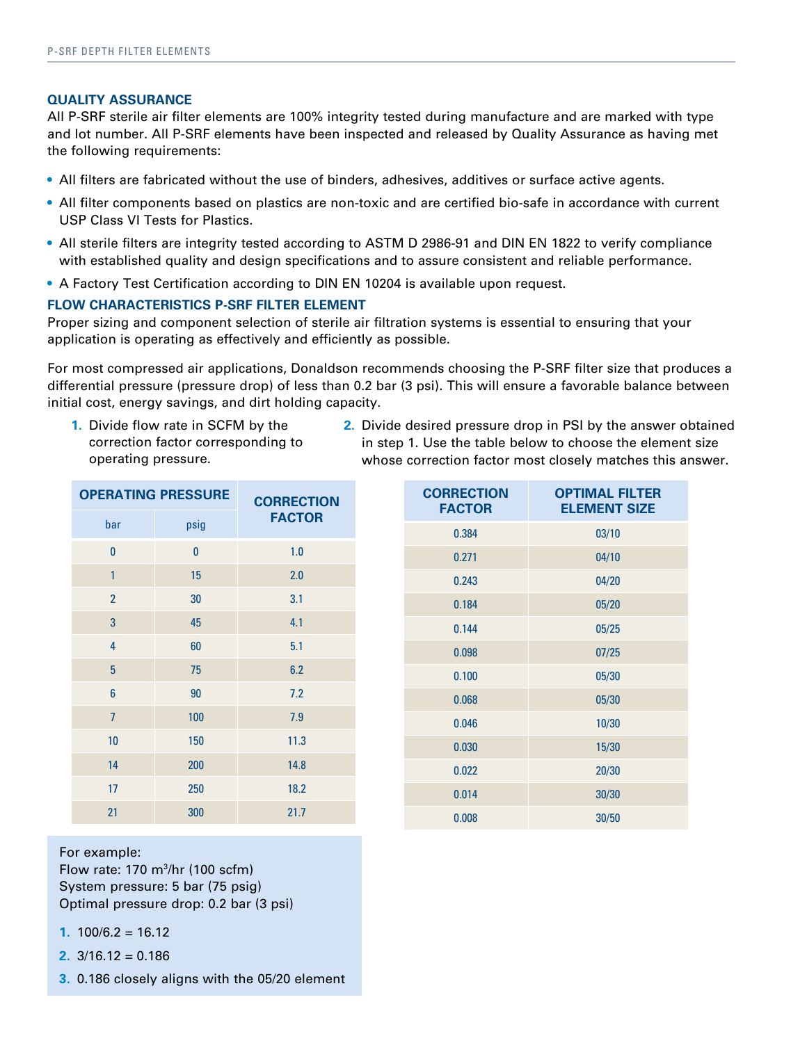## QUALITY ASSURANCE

All P-SRF sterile air filter elements are 100% integrity tested during manufacture and are marked with type and lot number. All P-SRF elements have been inspected and released by Quality Assurance as having met the following requirements:

- All filters are fabricated without the use of binders, adhesives, additives or surface active agents.
- All filter components based on plastics are non-toxic and are certified bio-safe in accordance with current USP Class VI Tests for Plastics.
- All sterile filters are integrity tested according to ASTM D 2986-91 and DIN EN 1822 to verify compliance with established quality and design specifications and to assure consistent and reliable performance.
- A Factory Test Certification according to DIN EN 10204 is available upon request.

## FLOW CHARACTERISTICS P-SRF FILTER ELEMENT

Proper sizing and component selection of sterile air filtration systems is essential to ensuring that your application is operating as effectively and efficiently as possible.

For most compressed air applications, Donaldson recommends choosing the P-SRF filter size that produces a differential pressure (pressure drop) of less than 0.2 bar (3 psi). This will ensure a favorable balance between initial cost, energy savings, and dirt holding capacity.

1. Divide flow rate in SCFM by the correction factor corresponding to operating pressure.
2. Divide desired pressure drop in PSI by the answer obtained in step 1. Use the table below to choose the element size whose correction factor most closely matches this answer.

| OPERATING PRESSURE | | CORRECTION FACTOR |
|---|---|---|
| bar | psig | |
| 0 | 0 | 1.0 |
| 1 | 15 | 2.0 |
| 2 | 30 | 3.1 |
| 3 | 45 | 4.1 |
| 4 | 60 | 5.1 |
| 5 | 75 | 6.2 |
| 6 | 90 | 7.2 |
| 7 | 100 | 7.9 |
| 10 | 150 | 11.3 |
| 14 | 200 | 14.8 |
| 17 | 250 | 18.2 |
| 21 | 300 | 21.7 |

| CORRECTION FACTOR | OPTIMAL FILTER ELEMENT SIZE |
|---|---|
| 0.384 | 03/10 |
| 0.271 | 04/10 |
| 0.243 | 04/20 |
| 0.184 | 05/20 |
| 0.144 | 05/25 |
| 0.098 | 07/25 |
| 0.100 | 05/30 |
| 0.068 | 05/30 |
| 0.046 | 10/30 |
| 0.030 | 15/30 |
| 0.022 | 20/30 |
| 0.014 | 30/30 |
| 0.008 | 30/50 |

For example:
Flow rate: 170 m[3]/hr (100 scfm)
System pressure: 5 bar (75 psig)
Optimal pressure drop: 0.2 bar (3 psi)

1. 100/6.2 = 16.12
2. 3/16.12 = 0.186
3. 0.186 closely aligns with the 05/20 element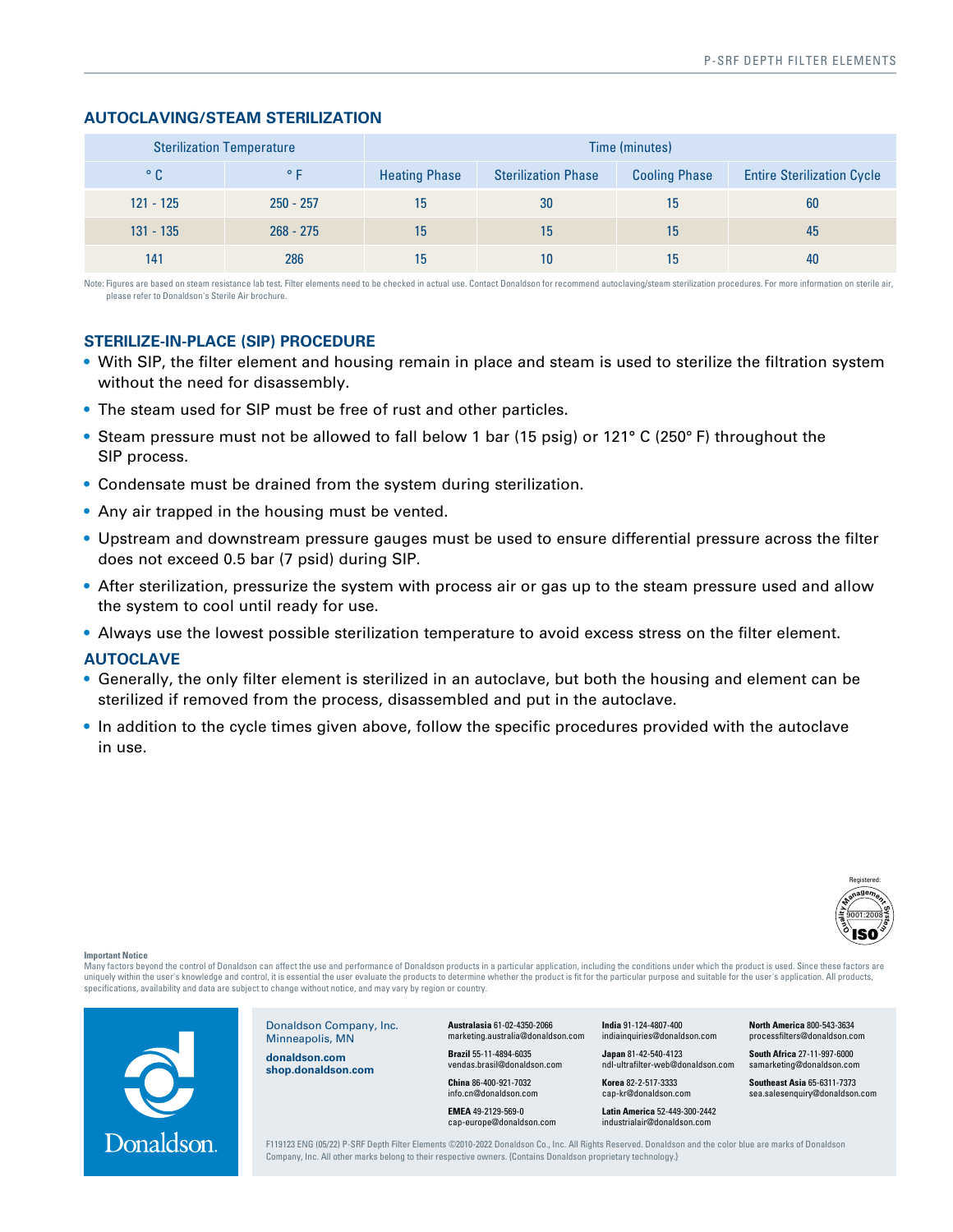## AUTOCLAVING/STEAM STERILIZATION

| Sterilization Temperature | | Time (minutes) | | | |
|---|---|---|---|---|---|
| ° C | ° F | Heating Phase | Sterilization Phase | Cooling Phase | Entire Sterilization Cycle |
| 121 - 125 | 250 - 257 | 15 | 30 | 15 | 60 |
| 131 - 135 | 268 - 275 | 15 | 15 | 15 | 45 |
| 141 | 286 | 15 | 10 | 15 | 40 |

Note: Figures are based on steam resistance lab test. Filter elements need to be checked in actual use. Contact Donaldson for recommend autoclaving/steam sterilization procedures. For more information on sterile air, please refer to Donaldson's Sterile Air brochure.

## STERILIZE-IN-PLACE (SIP) PROCEDURE

- With SIP, the filter element and housing remain in place and steam is used to sterilize the filtration system without the need for disassembly.
- The steam used for SIP must be free of rust and other particles.
- Steam pressure must not be allowed to fall below 1 bar (15 psig) or 121° C (250° F) throughout the SIP process.
- Condensate must be drained from the system during sterilization.
- Any air trapped in the housing must be vented.
- Upstream and downstream pressure gauges must be used to ensure differential pressure across the filter does not exceed 0.5 bar (7 psid) during SIP.
- After sterilization, pressurize the system with process air or gas up to the steam pressure used and allow the system to cool until ready for use.
- Always use the lowest possible sterilization temperature to avoid excess stress on the filter element.

## AUTOCLAVE

- Generally, the only filter element is sterilized in an autoclave, but both the housing and element can be sterilized if removed from the process, disassembled and put in the autoclave.
- In addition to the cycle times given above, follow the specific procedures provided with the autoclave in use.

Registered: Quality Management System 9001:2008 ISO

**Important Notice**
Many factors beyond the control of Donaldson can affect the use and performance of Donaldson products in a particular application, including the conditions under which the product is used. Since these factors are uniquely within the user's knowledge and control, it is essential the user evaluate the products to determine whether the product is fit for the particular purpose and suitable for the user's application. All products, specifications, availability and data are subject to change without notice, and may vary by region or country.

Donaldson.

Donaldson Company, Inc.
Minneapolis, MN

**donaldson.com**
**shop.donaldson.com**

**Australasia** 61-02-4350-2066
marketing.australia@donaldson.com

**Brazil** 55-11-4894-6035
vendas.brasil@donaldson.com

**China** 86-400-921-7032
info.cn@donaldson.com

**EMEA** 49-2129-569-0
cap-europe@donaldson.com

**India** 91-124-4807-400
indiainquiries@donaldson.com

**Japan** 81-42-540-4123
ndl-ultrafilter-web@donaldson.com

**Korea** 82-2-517-3333
cap-kr@donaldson.com

**Latin America** 52-449-300-2442
industrialair@donaldson.com

**North America** 800-543-3634
processfilters@donaldson.com

**South Africa** 27-11-997-6000
samarketing@donaldson.com

**Southeast Asia** 65-6311-7373
sea.salesenquiry@donaldson.com

F119123 ENG (05/22) P-SRF Depth Filter Elements ©2010-2022 Donaldson Co., Inc. All Rights Reserved. Donaldson and the color blue are marks of Donaldson Company, Inc. All other marks belong to their respective owners. {Contains Donaldson proprietary technology.}